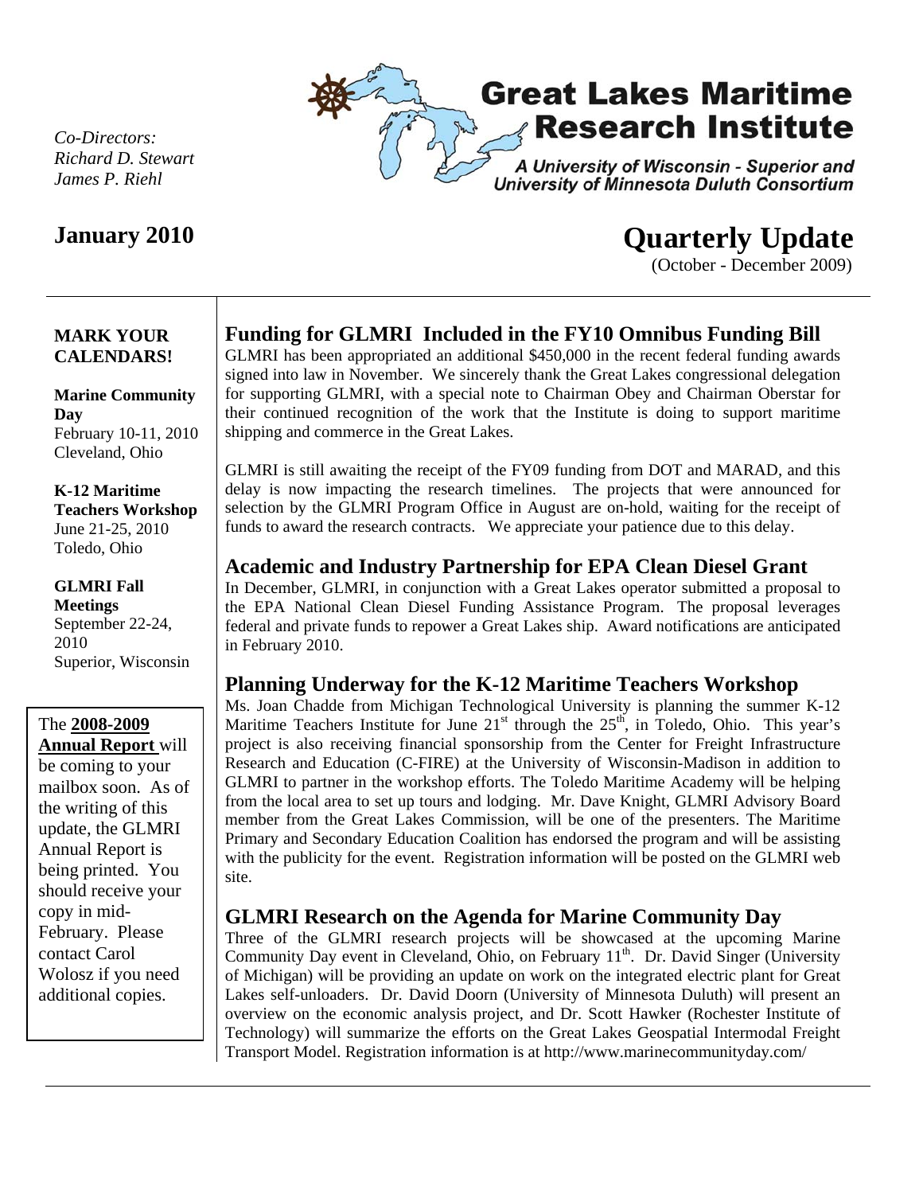*Co-Directors:*
*Richard D. Stewart*
*James P. Riehl*

# Great Lakes Maritime Research Institute

***A University of Wisconsin - Superior and University of Minnesota Duluth Consortium***

**January 2010**

# Quarterly Update

(October - December 2009)

**MARK YOUR CALENDARS!**

**Marine Community Day**
February 10-11, 2010
Cleveland, Ohio

**K-12 Maritime Teachers Workshop**
June 21-25, 2010
Toledo, Ohio

**GLMRI Fall Meetings**
September 22-24, 2010
Superior, Wisconsin

The **2008-2009 Annual Report** will be coming to your mailbox soon. As of the writing of this update, the GLMRI Annual Report is being printed. You should receive your copy in mid-February. Please contact Carol Wolosz if you need additional copies.

## Funding for GLMRI Included in the FY10 Omnibus Funding Bill

GLMRI has been appropriated an additional $450,000 in the recent federal funding awards signed into law in November. We sincerely thank the Great Lakes congressional delegation for supporting GLMRI, with a special note to Chairman Obey and Chairman Oberstar for their continued recognition of the work that the Institute is doing to support maritime shipping and commerce in the Great Lakes.

GLMRI is still awaiting the receipt of the FY09 funding from DOT and MARAD, and this delay is now impacting the research timelines. The projects that were announced for selection by the GLMRI Program Office in August are on-hold, waiting for the receipt of funds to award the research contracts. We appreciate your patience due to this delay.

## Academic and Industry Partnership for EPA Clean Diesel Grant

In December, GLMRI, in conjunction with a Great Lakes operator submitted a proposal to the EPA National Clean Diesel Funding Assistance Program. The proposal leverages federal and private funds to repower a Great Lakes ship. Award notifications are anticipated in February 2010.

## Planning Underway for the K-12 Maritime Teachers Workshop

Ms. Joan Chadde from Michigan Technological University is planning the summer K-12 Maritime Teachers Institute for June 21st through the 25th, in Toledo, Ohio. This year's project is also receiving financial sponsorship from the Center for Freight Infrastructure Research and Education (C-FIRE) at the University of Wisconsin-Madison in addition to GLMRI to partner in the workshop efforts. The Toledo Maritime Academy will be helping from the local area to set up tours and lodging. Mr. Dave Knight, GLMRI Advisory Board member from the Great Lakes Commission, will be one of the presenters. The Maritime Primary and Secondary Education Coalition has endorsed the program and will be assisting with the publicity for the event. Registration information will be posted on the GLMRI web site.

## GLMRI Research on the Agenda for Marine Community Day

Three of the GLMRI research projects will be showcased at the upcoming Marine Community Day event in Cleveland, Ohio, on February 11th. Dr. David Singer (University of Michigan) will be providing an update on work on the integrated electric plant for Great Lakes self-unloaders. Dr. David Doorn (University of Minnesota Duluth) will present an overview on the economic analysis project, and Dr. Scott Hawker (Rochester Institute of Technology) will summarize the efforts on the Great Lakes Geospatial Intermodal Freight Transport Model. Registration information is at http://www.marinecommunityday.com/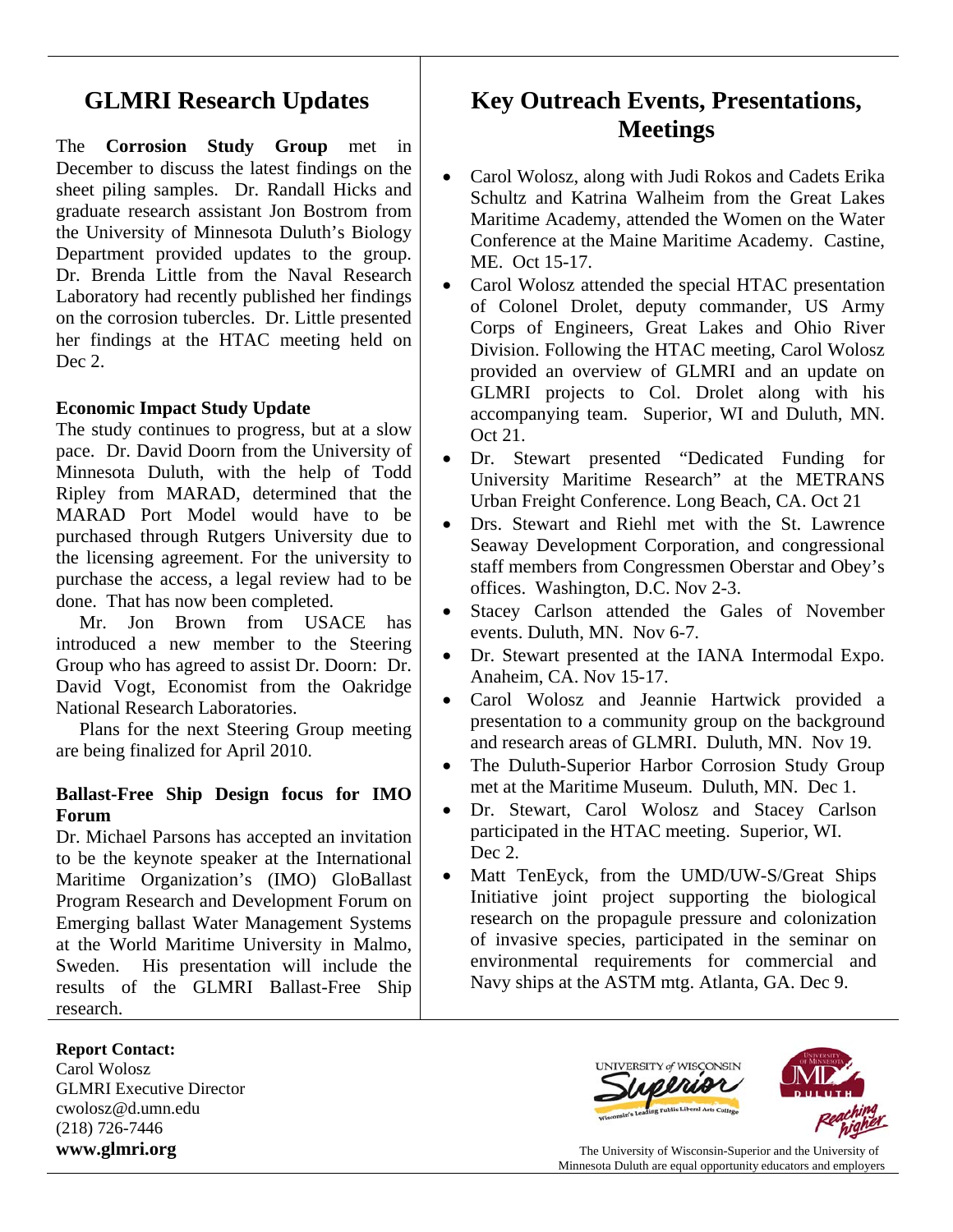## GLMRI Research Updates

The **Corrosion Study Group** met in December to discuss the latest findings on the sheet piling samples. Dr. Randall Hicks and graduate research assistant Jon Bostrom from the University of Minnesota Duluth's Biology Department provided updates to the group. Dr. Brenda Little from the Naval Research Laboratory had recently published her findings on the corrosion tubercles. Dr. Little presented her findings at the HTAC meeting held on Dec 2.

### Economic Impact Study Update

The study continues to progress, but at a slow pace. Dr. David Doorn from the University of Minnesota Duluth, with the help of Todd Ripley from MARAD, determined that the MARAD Port Model would have to be purchased through Rutgers University due to the licensing agreement. For the university to purchase the access, a legal review had to be done. That has now been completed.

Mr. Jon Brown from USACE has introduced a new member to the Steering Group who has agreed to assist Dr. Doorn: Dr. David Vogt, Economist from the Oakridge National Research Laboratories.

Plans for the next Steering Group meeting are being finalized for April 2010.

### Ballast-Free Ship Design focus for IMO Forum

Dr. Michael Parsons has accepted an invitation to be the keynote speaker at the International Maritime Organization's (IMO) GloBallast Program Research and Development Forum on Emerging ballast Water Management Systems at the World Maritime University in Malmo, Sweden. His presentation will include the results of the GLMRI Ballast-Free Ship research.

## Key Outreach Events, Presentations, Meetings

- Carol Wolosz, along with Judi Rokos and Cadets Erika Schultz and Katrina Walheim from the Great Lakes Maritime Academy, attended the Women on the Water Conference at the Maine Maritime Academy. Castine, ME. Oct 15-17.
- Carol Wolosz attended the special HTAC presentation of Colonel Drolet, deputy commander, US Army Corps of Engineers, Great Lakes and Ohio River Division. Following the HTAC meeting, Carol Wolosz provided an overview of GLMRI and an update on GLMRI projects to Col. Drolet along with his accompanying team. Superior, WI and Duluth, MN. Oct 21.
- Dr. Stewart presented "Dedicated Funding for University Maritime Research" at the METRANS Urban Freight Conference. Long Beach, CA. Oct 21
- Drs. Stewart and Riehl met with the St. Lawrence Seaway Development Corporation, and congressional staff members from Congressmen Oberstar and Obey's offices. Washington, D.C. Nov 2-3.
- Stacey Carlson attended the Gales of November events. Duluth, MN. Nov 6-7.
- Dr. Stewart presented at the IANA Intermodal Expo. Anaheim, CA. Nov 15-17.
- Carol Wolosz and Jeannie Hartwick provided a presentation to a community group on the background and research areas of GLMRI. Duluth, MN. Nov 19.
- The Duluth-Superior Harbor Corrosion Study Group met at the Maritime Museum. Duluth, MN. Dec 1.
- Dr. Stewart, Carol Wolosz and Stacey Carlson participated in the HTAC meeting. Superior, WI. Dec 2.
- Matt TenEyck, from the UMD/UW-S/Great Ships Initiative joint project supporting the biological research on the propagule pressure and colonization of invasive species, participated in the seminar on environmental requirements for commercial and Navy ships at the ASTM mtg. Atlanta, GA. Dec 9.

**Report Contact:**
Carol Wolosz
GLMRI Executive Director
cwolosz@d.umn.edu
(218) 726-7446
**www.glmri.org**

The University of Wisconsin-Superior and the University of Minnesota Duluth are equal opportunity educators and employers